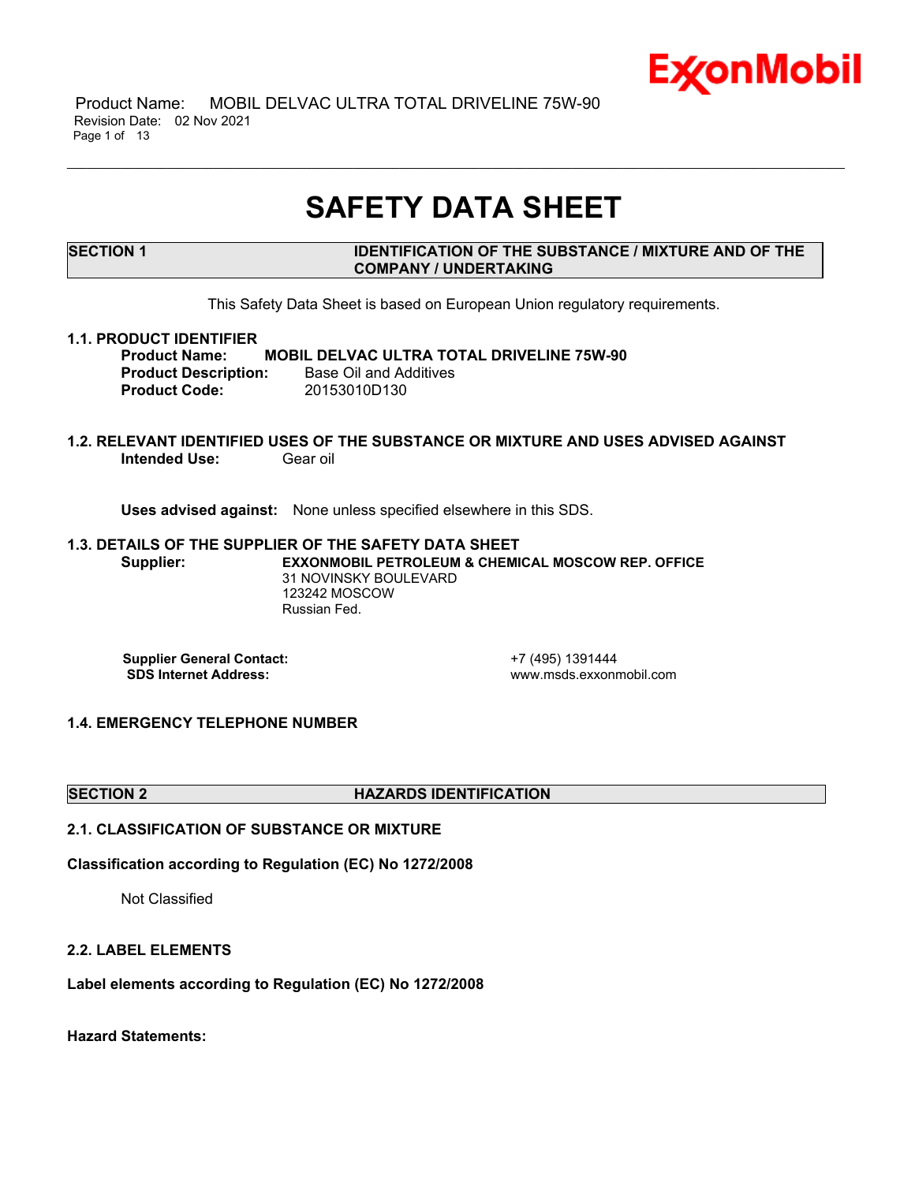# SAFETY DATA SHEET

## SECTION 1 IDENTIFICATION OF THE SUBSTANCE / MIXTURE AND OF THE COMPANY / UNDERTAKING

This Safety Data Sheet is based on European Union regulatory requirements.

### 1.1. PRODUCT IDENTIFIER

**Product Name:** **MOBIL DELVAC ULTRA TOTAL DRIVELINE 75W-90**
**Product Description:** Base Oil and Additives
**Product Code:** 20153010D130

### 1.2. RELEVANT IDENTIFIED USES OF THE SUBSTANCE OR MIXTURE AND USES ADVISED AGAINST

**Intended Use:** Gear oil

**Uses advised against:** None unless specified elsewhere in this SDS.

### 1.3. DETAILS OF THE SUPPLIER OF THE SAFETY DATA SHEET

**Supplier:** **EXXONMOBIL PETROLEUM & CHEMICAL MOSCOW REP. OFFICE**
31 NOVINSKY BOULEVARD
123242 MOSCOW
Russian Fed.

**Supplier General Contact:** +7 (495) 1391444
**SDS Internet Address:** www.msds.exxonmobil.com

### 1.4. EMERGENCY TELEPHONE NUMBER

## SECTION 2 HAZARDS IDENTIFICATION

### 2.1. CLASSIFICATION OF SUBSTANCE OR MIXTURE

**Classification according to Regulation (EC) No 1272/2008**

Not Classified

### 2.2. LABEL ELEMENTS

**Label elements according to Regulation (EC) No 1272/2008**

**Hazard Statements:**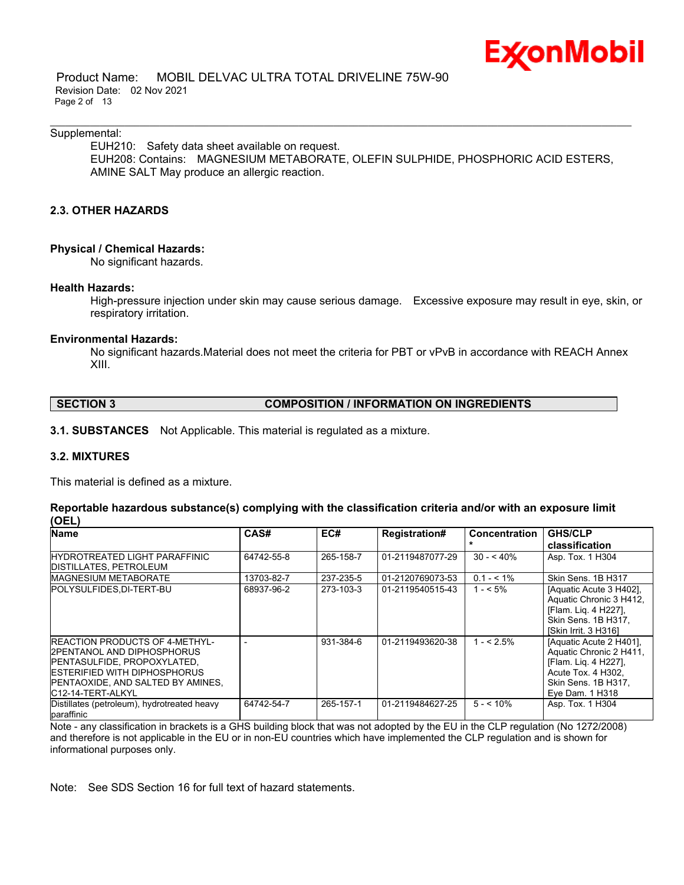Supplemental:

EUH210: Safety data sheet available on request.
EUH208: Contains: MAGNESIUM METABORATE, OLEFIN SULPHIDE, PHOSPHORIC ACID ESTERS, AMINE SALT May produce an allergic reaction.

### 2.3. OTHER HAZARDS

**Physical / Chemical Hazards:**
No significant hazards.

**Health Hazards:**
High-pressure injection under skin may cause serious damage. Excessive exposure may result in eye, skin, or respiratory irritation.

**Environmental Hazards:**
No significant hazards.Material does not meet the criteria for PBT or vPvB in accordance with REACH Annex XIII.

## SECTION 3 COMPOSITION / INFORMATION ON INGREDIENTS

**3.1. SUBSTANCES** Not Applicable. This material is regulated as a mixture.

### 3.2. MIXTURES

This material is defined as a mixture.

**Reportable hazardous substance(s) complying with the classification criteria and/or with an exposure limit (OEL)**

| Name | CAS# | EC# | Registration# | Concentration* | GHS/CLP classification |
|---|---|---|---|---|---|
| HYDROTREATED LIGHT PARAFFINIC DISTILLATES, PETROLEUM | 64742-55-8 | 265-158-7 | 01-2119487077-29 | 30 - < 40% | Asp. Tox. 1 H304 |
| MAGNESIUM METABORATE | 13703-82-7 | 237-235-5 | 01-2120769073-53 | 0.1 - < 1% | Skin Sens. 1B H317 |
| POLYSULFIDES,DI-TERT-BU | 68937-96-2 | 273-103-3 | 01-2119540515-43 | 1 - < 5% | [Aquatic Acute 3 H402], Aquatic Chronic 3 H412, [Flam. Liq. 4 H227], Skin Sens. 1B H317, [Skin Irrit. 3 H316] |
| REACTION PRODUCTS OF 4-METHYL-2PENTANOL AND DIPHOSPHORUS PENTASULFIDE, PROPOXYLATED, ESTERIFIED WITH DIPHOSPHORUS PENTAOXIDE, AND SALTED BY AMINES, C12-14-TERT-ALKYL | - | 931-384-6 | 01-2119493620-38 | 1 - < 2.5% | [Aquatic Acute 2 H401], Aquatic Chronic 2 H411, [Flam. Liq. 4 H227], Acute Tox. 4 H302, Skin Sens. 1B H317, Eye Dam. 1 H318 |
| Distillates (petroleum), hydrotreated heavy paraffinic | 64742-54-7 | 265-157-1 | 01-2119484627-25 | 5 - < 10% | Asp. Tox. 1 H304 |

Note - any classification in brackets is a GHS building block that was not adopted by the EU in the CLP regulation (No 1272/2008) and therefore is not applicable in the EU or in non-EU countries which have implemented the CLP regulation and is shown for informational purposes only.

Note: See SDS Section 16 for full text of hazard statements.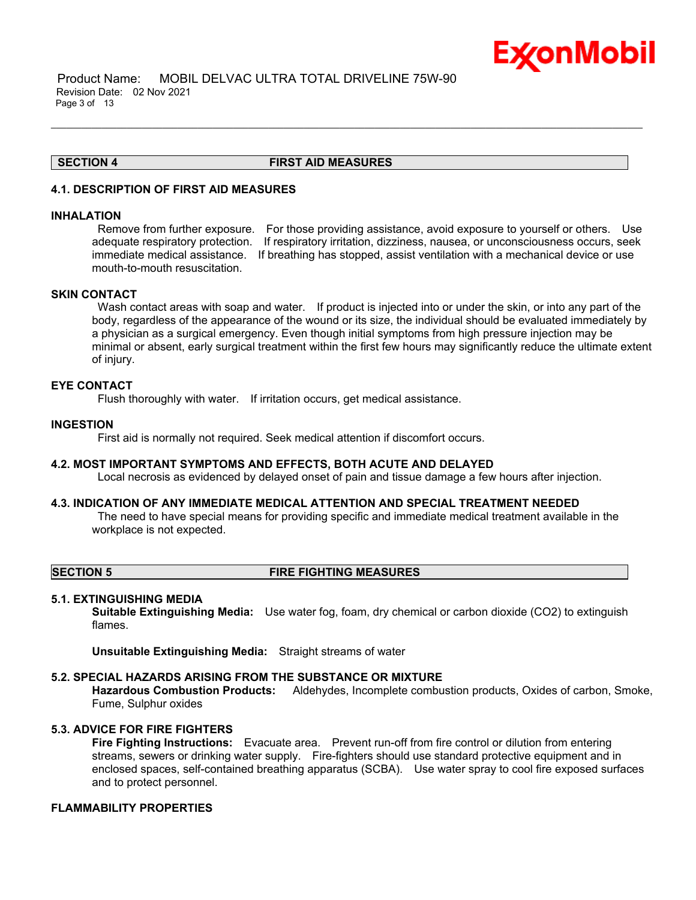## SECTION 4 FIRST AID MEASURES

### 4.1. DESCRIPTION OF FIRST AID MEASURES

#### INHALATION

Remove from further exposure. For those providing assistance, avoid exposure to yourself or others. Use adequate respiratory protection. If respiratory irritation, dizziness, nausea, or unconsciousness occurs, seek immediate medical assistance. If breathing has stopped, assist ventilation with a mechanical device or use mouth-to-mouth resuscitation.

#### SKIN CONTACT

Wash contact areas with soap and water. If product is injected into or under the skin, or into any part of the body, regardless of the appearance of the wound or its size, the individual should be evaluated immediately by a physician as a surgical emergency. Even though initial symptoms from high pressure injection may be minimal or absent, early surgical treatment within the first few hours may significantly reduce the ultimate extent of injury.

#### EYE CONTACT

Flush thoroughly with water. If irritation occurs, get medical assistance.

#### INGESTION

First aid is normally not required. Seek medical attention if discomfort occurs.

### 4.2. MOST IMPORTANT SYMPTOMS AND EFFECTS, BOTH ACUTE AND DELAYED

Local necrosis as evidenced by delayed onset of pain and tissue damage a few hours after injection.

### 4.3. INDICATION OF ANY IMMEDIATE MEDICAL ATTENTION AND SPECIAL TREATMENT NEEDED

The need to have special means for providing specific and immediate medical treatment available in the workplace is not expected.

## SECTION 5 FIRE FIGHTING MEASURES

### 5.1. EXTINGUISHING MEDIA

**Suitable Extinguishing Media:** Use water fog, foam, dry chemical or carbon dioxide ($CO_2$) to extinguish flames.

**Unsuitable Extinguishing Media:** Straight streams of water

### 5.2. SPECIAL HAZARDS ARISING FROM THE SUBSTANCE OR MIXTURE

**Hazardous Combustion Products:** Aldehydes, Incomplete combustion products, Oxides of carbon, Smoke, Fume, Sulphur oxides

### 5.3. ADVICE FOR FIRE FIGHTERS

**Fire Fighting Instructions:** Evacuate area. Prevent run-off from fire control or dilution from entering streams, sewers or drinking water supply. Fire-fighters should use standard protective equipment and in enclosed spaces, self-contained breathing apparatus (SCBA). Use water spray to cool fire exposed surfaces and to protect personnel.

#### FLAMMABILITY PROPERTIES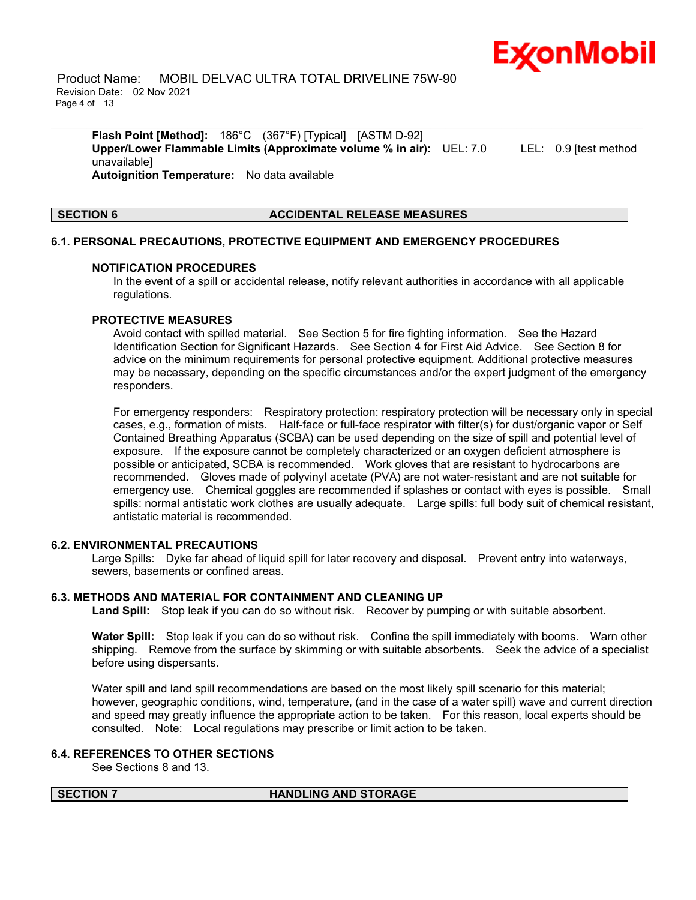**Flash Point [Method]:** 186°C (367°F) [Typical] [ASTM D-92]
**Upper/Lower Flammable Limits (Approximate volume % in air):** UEL: 7.0 LEL: 0.9 [test method unavailable]
**Autoignition Temperature:** No data available

## SECTION 6 ACCIDENTAL RELEASE MEASURES

### 6.1. PERSONAL PRECAUTIONS, PROTECTIVE EQUIPMENT AND EMERGENCY PROCEDURES

**NOTIFICATION PROCEDURES**

In the event of a spill or accidental release, notify relevant authorities in accordance with all applicable regulations.

**PROTECTIVE MEASURES**

Avoid contact with spilled material. See Section 5 for fire fighting information. See the Hazard Identification Section for Significant Hazards. See Section 4 for First Aid Advice. See Section 8 for advice on the minimum requirements for personal protective equipment. Additional protective measures may be necessary, depending on the specific circumstances and/or the expert judgment of the emergency responders.

For emergency responders: Respiratory protection: respiratory protection will be necessary only in special cases, e.g., formation of mists. Half-face or full-face respirator with filter(s) for dust/organic vapor or Self Contained Breathing Apparatus (SCBA) can be used depending on the size of spill and potential level of exposure. If the exposure cannot be completely characterized or an oxygen deficient atmosphere is possible or anticipated, SCBA is recommended. Work gloves that are resistant to hydrocarbons are recommended. Gloves made of polyvinyl acetate (PVA) are not water-resistant and are not suitable for emergency use. Chemical goggles are recommended if splashes or contact with eyes is possible. Small spills: normal antistatic work clothes are usually adequate. Large spills: full body suit of chemical resistant, antistatic material is recommended.

### 6.2. ENVIRONMENTAL PRECAUTIONS

Large Spills: Dyke far ahead of liquid spill for later recovery and disposal. Prevent entry into waterways, sewers, basements or confined areas.

### 6.3. METHODS AND MATERIAL FOR CONTAINMENT AND CLEANING UP

**Land Spill:** Stop leak if you can do so without risk. Recover by pumping or with suitable absorbent.

**Water Spill:** Stop leak if you can do so without risk. Confine the spill immediately with booms. Warn other shipping. Remove from the surface by skimming or with suitable absorbents. Seek the advice of a specialist before using dispersants.

Water spill and land spill recommendations are based on the most likely spill scenario for this material; however, geographic conditions, wind, temperature, (and in the case of a water spill) wave and current direction and speed may greatly influence the appropriate action to be taken. For this reason, local experts should be consulted. Note: Local regulations may prescribe or limit action to be taken.

### 6.4. REFERENCES TO OTHER SECTIONS

See Sections 8 and 13.

## SECTION 7 HANDLING AND STORAGE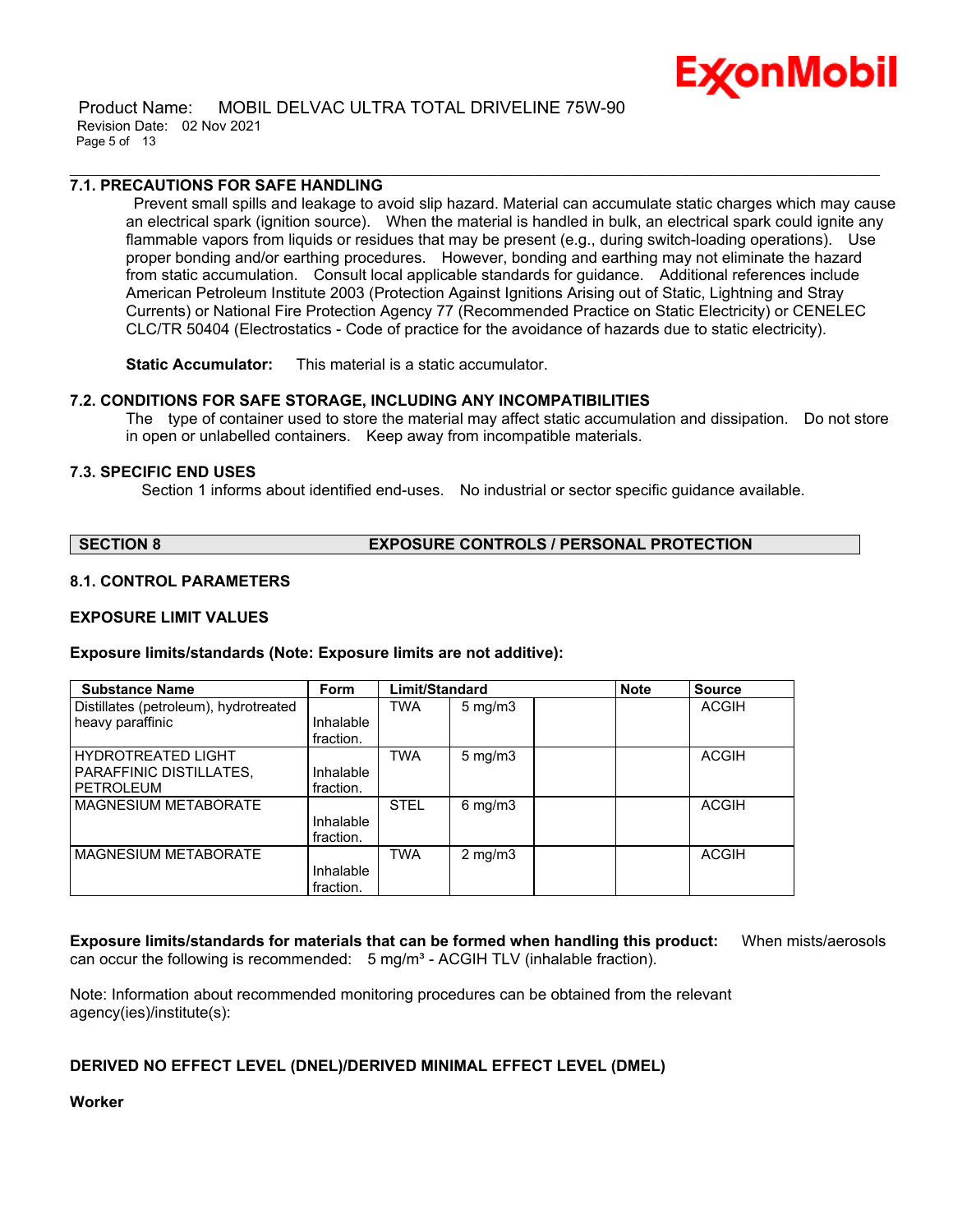### 7.1. PRECAUTIONS FOR SAFE HANDLING

Prevent small spills and leakage to avoid slip hazard. Material can accumulate static charges which may cause an electrical spark (ignition source). When the material is handled in bulk, an electrical spark could ignite any flammable vapors from liquids or residues that may be present (e.g., during switch-loading operations). Use proper bonding and/or earthing procedures. However, bonding and earthing may not eliminate the hazard from static accumulation. Consult local applicable standards for guidance. Additional references include American Petroleum Institute 2003 (Protection Against Ignitions Arising out of Static, Lightning and Stray Currents) or National Fire Protection Agency 77 (Recommended Practice on Static Electricity) or CENELEC CLC/TR 50404 (Electrostatics - Code of practice for the avoidance of hazards due to static electricity).

**Static Accumulator:** This material is a static accumulator.

### 7.2. CONDITIONS FOR SAFE STORAGE, INCLUDING ANY INCOMPATIBILITIES

The type of container used to store the material may affect static accumulation and dissipation. Do not store in open or unlabelled containers. Keep away from incompatible materials.

### 7.3. SPECIFIC END USES

Section 1 informs about identified end-uses. No industrial or sector specific guidance available.

## SECTION 8 EXPOSURE CONTROLS / PERSONAL PROTECTION

### 8.1. CONTROL PARAMETERS

**EXPOSURE LIMIT VALUES**

**Exposure limits/standards (Note: Exposure limits are not additive):**

| Substance Name | Form | Limit/Standard | | | Note | Source |
|---|---|---|---|---|---|---|
| Distillates (petroleum), hydrotreated heavy paraffinic | Inhalable fraction. | TWA | 5 mg/m3 | | | ACGIH |
| HYDROTREATED LIGHT PARAFFINIC DISTILLATES, PETROLEUM | Inhalable fraction. | TWA | 5 mg/m3 | | | ACGIH |
| MAGNESIUM METABORATE | Inhalable fraction. | STEL | 6 mg/m3 | | | ACGIH |
| MAGNESIUM METABORATE | Inhalable fraction. | TWA | 2 mg/m3 | | | ACGIH |

**Exposure limits/standards for materials that can be formed when handling this product:** When mists/aerosols can occur the following is recommended: 5 mg/m³ - ACGIH TLV (inhalable fraction).

Note: Information about recommended monitoring procedures can be obtained from the relevant agency(ies)/institute(s):

**DERIVED NO EFFECT LEVEL (DNEL)/DERIVED MINIMAL EFFECT LEVEL (DMEL)**

**Worker**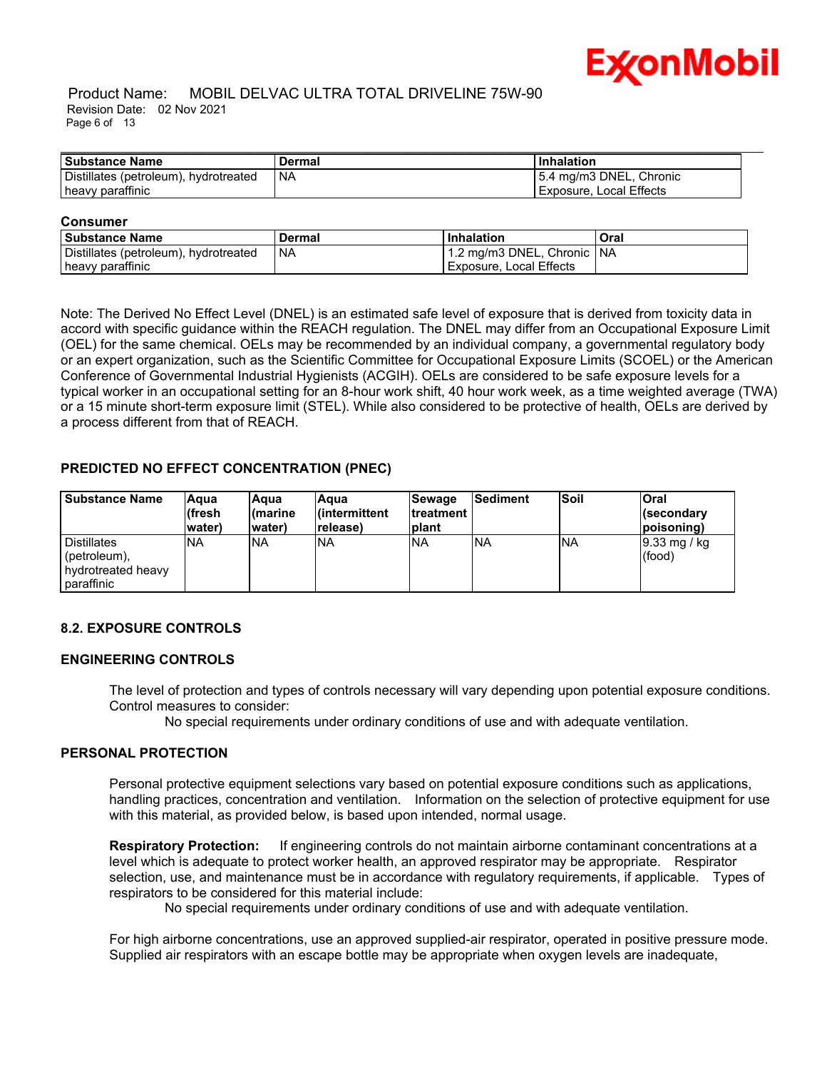| Substance Name | Dermal | Inhalation |
|---|---|---|
| Distillates (petroleum), hydrotreated heavy paraffinic | NA | 5.4 mg/m3 DNEL, Chronic Exposure, Local Effects |

**Consumer**

| Substance Name | Dermal | Inhalation | Oral |
|---|---|---|---|
| Distillates (petroleum), hydrotreated heavy paraffinic | NA | 1.2 mg/m3 DNEL, Chronic Exposure, Local Effects | NA |

Note: The Derived No Effect Level (DNEL) is an estimated safe level of exposure that is derived from toxicity data in accord with specific guidance within the REACH regulation. The DNEL may differ from an Occupational Exposure Limit (OEL) for the same chemical. OELs may be recommended by an individual company, a governmental regulatory body or an expert organization, such as the Scientific Committee for Occupational Exposure Limits (SCOEL) or the American Conference of Governmental Industrial Hygienists (ACGIH). OELs are considered to be safe exposure levels for a typical worker in an occupational setting for an 8-hour work shift, 40 hour work week, as a time weighted average (TWA) or a 15 minute short-term exposure limit (STEL). While also considered to be protective of health, OELs are derived by a process different from that of REACH.

### PREDICTED NO EFFECT CONCENTRATION (PNEC)

| Substance Name | Aqua (fresh water) | Aqua (marine water) | Aqua (intermittent release) | Sewage treatment plant | Sediment | Soil | Oral (secondary poisoning) |
|---|---|---|---|---|---|---|---|
| Distillates (petroleum), hydrotreated heavy paraffinic | NA | NA | NA | NA | NA | NA | 9.33 mg / kg (food) |

### 8.2. EXPOSURE CONTROLS

### ENGINEERING CONTROLS

The level of protection and types of controls necessary will vary depending upon potential exposure conditions. Control measures to consider:

No special requirements under ordinary conditions of use and with adequate ventilation.

### PERSONAL PROTECTION

Personal protective equipment selections vary based on potential exposure conditions such as applications, handling practices, concentration and ventilation. Information on the selection of protective equipment for use with this material, as provided below, is based upon intended, normal usage.

**Respiratory Protection:** If engineering controls do not maintain airborne contaminant concentrations at a level which is adequate to protect worker health, an approved respirator may be appropriate. Respirator selection, use, and maintenance must be in accordance with regulatory requirements, if applicable. Types of respirators to be considered for this material include:

No special requirements under ordinary conditions of use and with adequate ventilation.

For high airborne concentrations, use an approved supplied-air respirator, operated in positive pressure mode. Supplied air respirators with an escape bottle may be appropriate when oxygen levels are inadequate,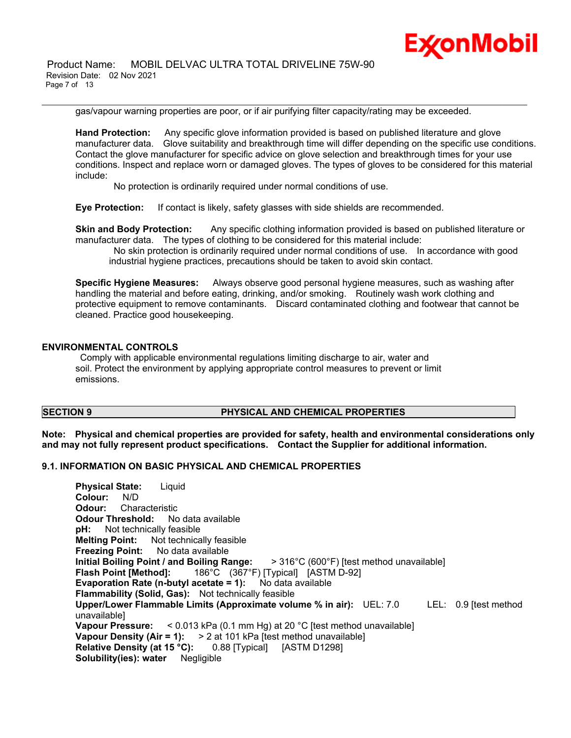gas/vapour warning properties are poor, or if air purifying filter capacity/rating may be exceeded.

**Hand Protection:** Any specific glove information provided is based on published literature and glove manufacturer data. Glove suitability and breakthrough time will differ depending on the specific use conditions. Contact the glove manufacturer for specific advice on glove selection and breakthrough times for your use conditions. Inspect and replace worn or damaged gloves. The types of gloves to be considered for this material include:

No protection is ordinarily required under normal conditions of use.

**Eye Protection:** If contact is likely, safety glasses with side shields are recommended.

**Skin and Body Protection:** Any specific clothing information provided is based on published literature or manufacturer data. The types of clothing to be considered for this material include:

No skin protection is ordinarily required under normal conditions of use. In accordance with good industrial hygiene practices, precautions should be taken to avoid skin contact.

**Specific Hygiene Measures:** Always observe good personal hygiene measures, such as washing after handling the material and before eating, drinking, and/or smoking. Routinely wash work clothing and protective equipment to remove contaminants. Discard contaminated clothing and footwear that cannot be cleaned. Practice good housekeeping.

## ENVIRONMENTAL CONTROLS

Comply with applicable environmental regulations limiting discharge to air, water and soil. Protect the environment by applying appropriate control measures to prevent or limit emissions.

## SECTION 9 PHYSICAL AND CHEMICAL PROPERTIES

**Note: Physical and chemical properties are provided for safety, health and environmental considerations only and may not fully represent product specifications. Contact the Supplier for additional information.**

### 9.1. INFORMATION ON BASIC PHYSICAL AND CHEMICAL PROPERTIES

**Physical State:** Liquid
**Colour:** N/D
**Odour:** Characteristic
**Odour Threshold:** No data available
**pH:** Not technically feasible
**Melting Point:** Not technically feasible
**Freezing Point:** No data available
**Initial Boiling Point / and Boiling Range:** > 316°C (600°F) [test method unavailable]
**Flash Point [Method]:** 186°C (367°F) [Typical] [ASTM D-92]
**Evaporation Rate (n-butyl acetate = 1):** No data available
**Flammability (Solid, Gas):** Not technically feasible
**Upper/Lower Flammable Limits (Approximate volume % in air):** UEL: 7.0 LEL: 0.9 [test method unavailable]
**Vapour Pressure:** < 0.013 kPa (0.1 mm Hg) at 20 °C [test method unavailable]
**Vapour Density (Air = 1):** > 2 at 101 kPa [test method unavailable]
**Relative Density (at 15 °C):** 0.88 [Typical] [ASTM D1298]
**Solubility(ies): water** Negligible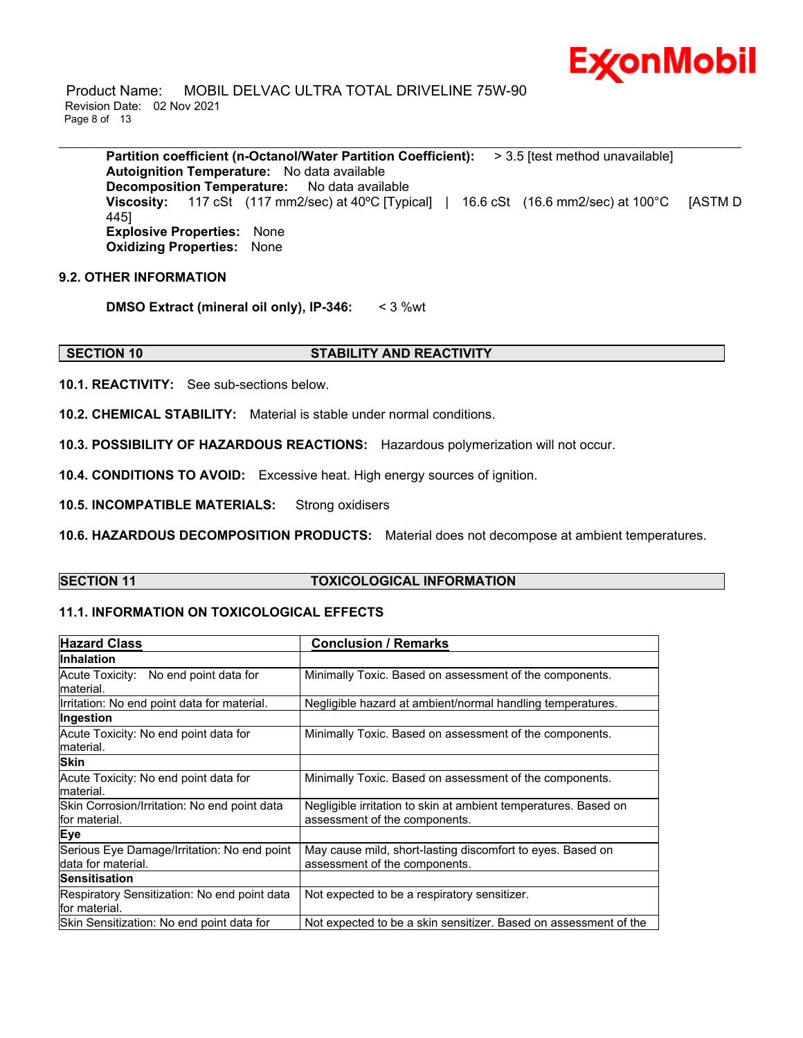**Partition coefficient (n-Octanol/Water Partition Coefficient):** > 3.5 [test method unavailable]
**Autoignition Temperature:** No data available
**Decomposition Temperature:** No data available
**Viscosity:** 117 cSt (117 mm2/sec) at 40ºC [Typical] | 16.6 cSt (16.6 mm2/sec) at 100°C [ASTM D 445]
**Explosive Properties:** None
**Oxidizing Properties:** None

### 9.2. OTHER INFORMATION

**DMSO Extract (mineral oil only), IP-346:** < 3 %wt

## SECTION 10 STABILITY AND REACTIVITY

**10.1. REACTIVITY:** See sub-sections below.

**10.2. CHEMICAL STABILITY:** Material is stable under normal conditions.

**10.3. POSSIBILITY OF HAZARDOUS REACTIONS:** Hazardous polymerization will not occur.

**10.4. CONDITIONS TO AVOID:** Excessive heat. High energy sources of ignition.

**10.5. INCOMPATIBLE MATERIALS:** Strong oxidisers

**10.6. HAZARDOUS DECOMPOSITION PRODUCTS:** Material does not decompose at ambient temperatures.

## SECTION 11 TOXICOLOGICAL INFORMATION

### 11.1. INFORMATION ON TOXICOLOGICAL EFFECTS

| Hazard Class | Conclusion / Remarks |
|---|---|
| **Inhalation** | |
| Acute Toxicity: No end point data for material. | Minimally Toxic. Based on assessment of the components. |
| Irritation: No end point data for material. | Negligible hazard at ambient/normal handling temperatures. |
| **Ingestion** | |
| Acute Toxicity: No end point data for material. | Minimally Toxic. Based on assessment of the components. |
| **Skin** | |
| Acute Toxicity: No end point data for material. | Minimally Toxic. Based on assessment of the components. |
| Skin Corrosion/Irritation: No end point data for material. | Negligible irritation to skin at ambient temperatures. Based on assessment of the components. |
| **Eye** | |
| Serious Eye Damage/Irritation: No end point data for material. | May cause mild, short-lasting discomfort to eyes. Based on assessment of the components. |
| **Sensitisation** | |
| Respiratory Sensitization: No end point data for material. | Not expected to be a respiratory sensitizer. |
| Skin Sensitization: No end point data for | Not expected to be a skin sensitizer. Based on assessment of the |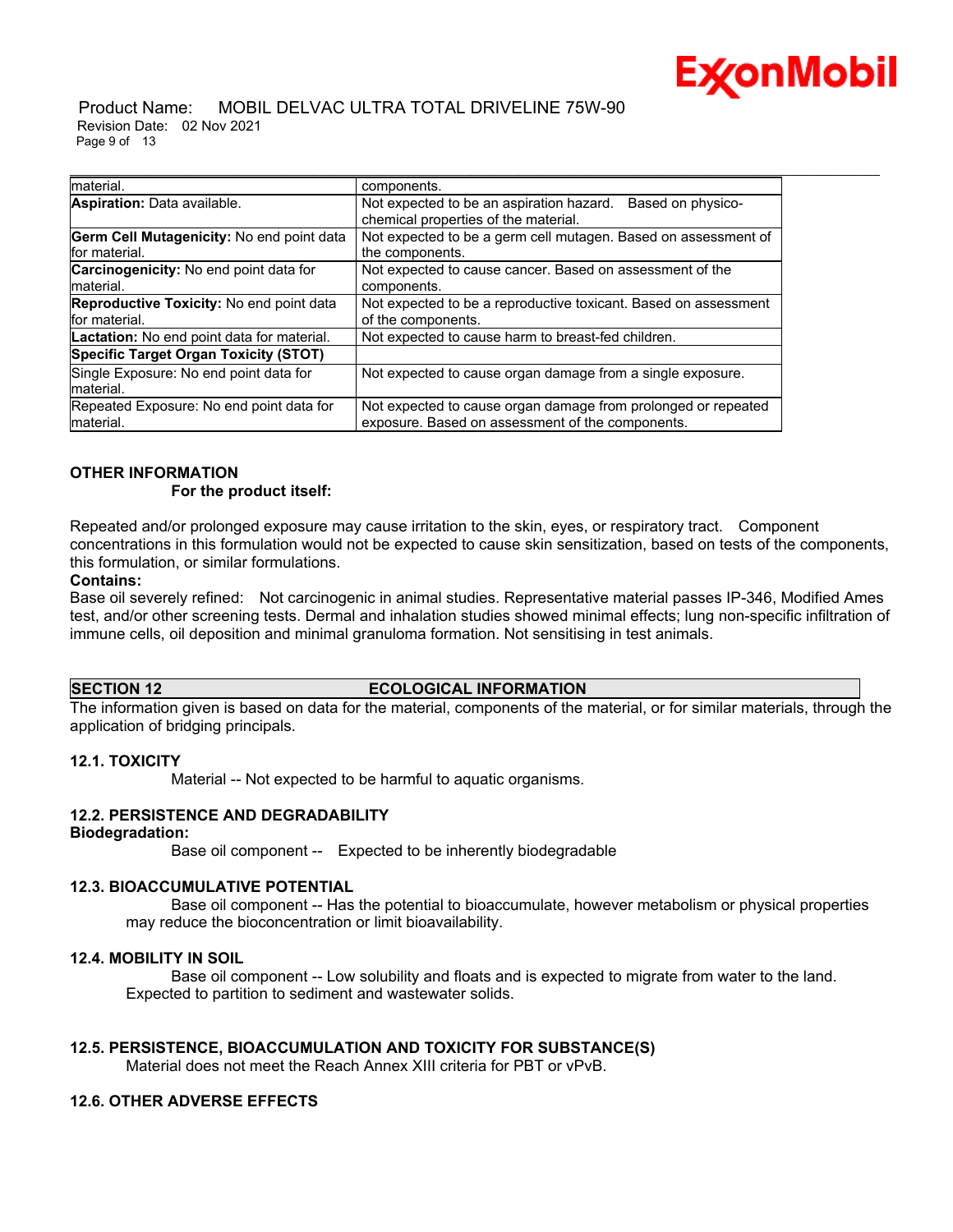| | |
|---|---|
| material. | components. |
| **Aspiration:** Data available. | Not expected to be an aspiration hazard. Based on physico-chemical properties of the material. |
| **Germ Cell Mutagenicity:** No end point data for material. | Not expected to be a germ cell mutagen. Based on assessment of the components. |
| **Carcinogenicity:** No end point data for material. | Not expected to cause cancer. Based on assessment of the components. |
| **Reproductive Toxicity:** No end point data for material. | Not expected to be a reproductive toxicant. Based on assessment of the components. |
| **Lactation:** No end point data for material. | Not expected to cause harm to breast-fed children. |
| **Specific Target Organ Toxicity (STOT)** | |
| Single Exposure: No end point data for material. | Not expected to cause organ damage from a single exposure. |
| Repeated Exposure: No end point data for material. | Not expected to cause organ damage from prolonged or repeated exposure. Based on assessment of the components. |

**OTHER INFORMATION**

**For the product itself:**

Repeated and/or prolonged exposure may cause irritation to the skin, eyes, or respiratory tract. Component concentrations in this formulation would not be expected to cause skin sensitization, based on tests of the components, this formulation, or similar formulations.

**Contains:**

Base oil severely refined: Not carcinogenic in animal studies. Representative material passes IP-346, Modified Ames test, and/or other screening tests. Dermal and inhalation studies showed minimal effects; lung non-specific infiltration of immune cells, oil deposition and minimal granuloma formation. Not sensitising in test animals.

## SECTION 12 ECOLOGICAL INFORMATION

The information given is based on data for the material, components of the material, or for similar materials, through the application of bridging principals.

### 12.1. TOXICITY

Material -- Not expected to be harmful to aquatic organisms.

### 12.2. PERSISTENCE AND DEGRADABILITY

**Biodegradation:**

Base oil component -- Expected to be inherently biodegradable

### 12.3. BIOACCUMULATIVE POTENTIAL

Base oil component -- Has the potential to bioaccumulate, however metabolism or physical properties may reduce the bioconcentration or limit bioavailability.

### 12.4. MOBILITY IN SOIL

Base oil component -- Low solubility and floats and is expected to migrate from water to the land. Expected to partition to sediment and wastewater solids.

### 12.5. PERSISTENCE, BIOACCUMULATION AND TOXICITY FOR SUBSTANCE(S)

Material does not meet the Reach Annex XIII criteria for PBT or vPvB.

### 12.6. OTHER ADVERSE EFFECTS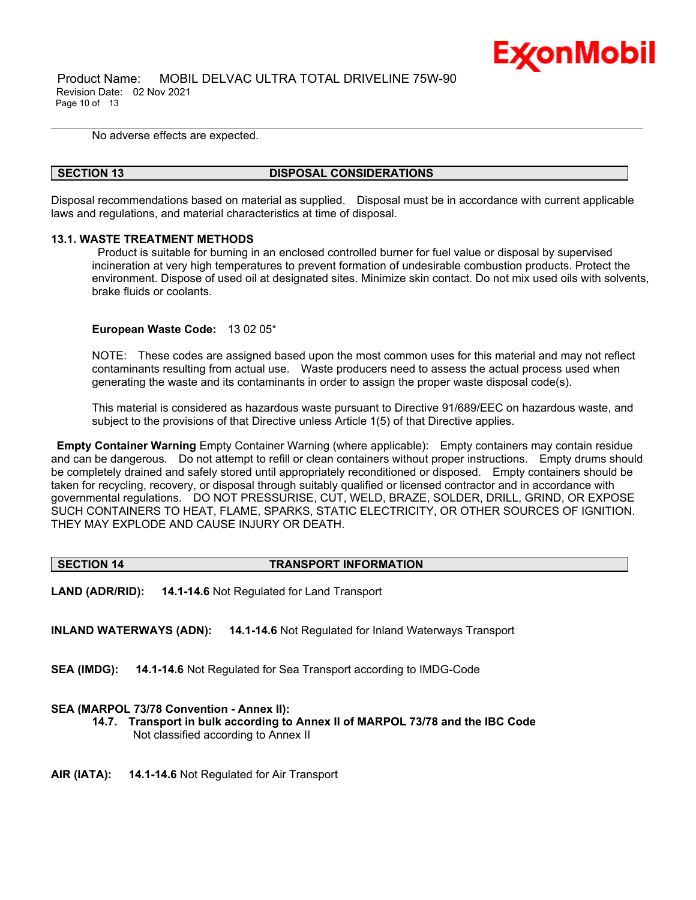No adverse effects are expected.

## SECTION 13 DISPOSAL CONSIDERATIONS

Disposal recommendations based on material as supplied. Disposal must be in accordance with current applicable laws and regulations, and material characteristics at time of disposal.

### 13.1. WASTE TREATMENT METHODS

Product is suitable for burning in an enclosed controlled burner for fuel value or disposal by supervised incineration at very high temperatures to prevent formation of undesirable combustion products. Protect the environment. Dispose of used oil at designated sites. Minimize skin contact. Do not mix used oils with solvents, brake fluids or coolants.

**European Waste Code:** 13 02 05*

NOTE: These codes are assigned based upon the most common uses for this material and may not reflect contaminants resulting from actual use. Waste producers need to assess the actual process used when generating the waste and its contaminants in order to assign the proper waste disposal code(s).

This material is considered as hazardous waste pursuant to Directive 91/689/EEC on hazardous waste, and subject to the provisions of that Directive unless Article 1(5) of that Directive applies.

**Empty Container Warning** Empty Container Warning (where applicable): Empty containers may contain residue and can be dangerous. Do not attempt to refill or clean containers without proper instructions. Empty drums should be completely drained and safely stored until appropriately reconditioned or disposed. Empty containers should be taken for recycling, recovery, or disposal through suitably qualified or licensed contractor and in accordance with governmental regulations. DO NOT PRESSURISE, CUT, WELD, BRAZE, SOLDER, DRILL, GRIND, OR EXPOSE SUCH CONTAINERS TO HEAT, FLAME, SPARKS, STATIC ELECTRICITY, OR OTHER SOURCES OF IGNITION. THEY MAY EXPLODE AND CAUSE INJURY OR DEATH.

## SECTION 14 TRANSPORT INFORMATION

**LAND (ADR/RID):** **14.1-14.6** Not Regulated for Land Transport

**INLAND WATERWAYS (ADN):** **14.1-14.6** Not Regulated for Inland Waterways Transport

**SEA (IMDG):** **14.1-14.6** Not Regulated for Sea Transport according to IMDG-Code

**SEA (MARPOL 73/78 Convention - Annex II):**

**14.7. Transport in bulk according to Annex II of MARPOL 73/78 and the IBC Code**
Not classified according to Annex II

**AIR (IATA):** **14.1-14.6** Not Regulated for Air Transport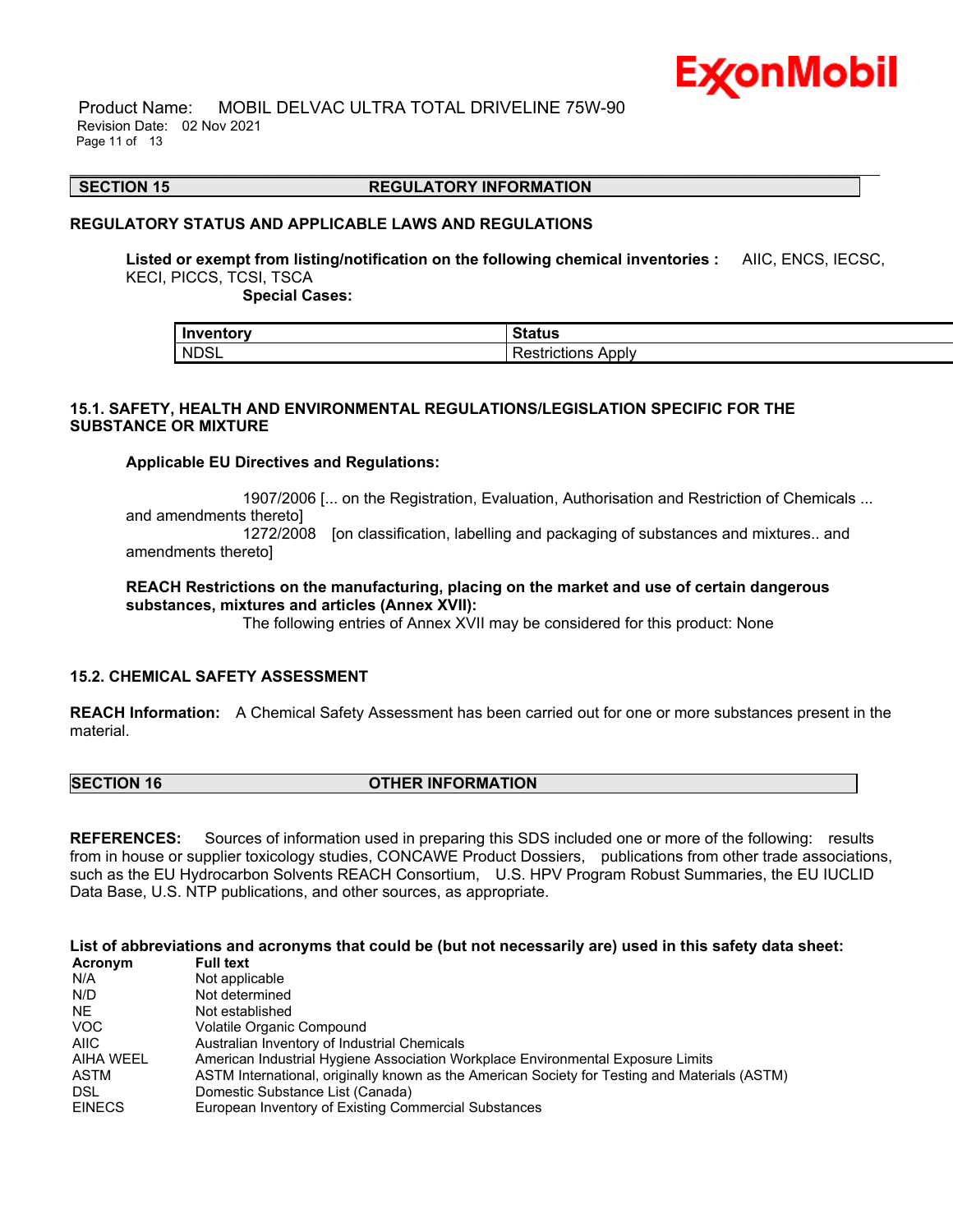## SECTION 15 REGULATORY INFORMATION

### REGULATORY STATUS AND APPLICABLE LAWS AND REGULATIONS

**Listed or exempt from listing/notification on the following chemical inventories :** AIIC, ENCS, IECSC, KECI, PICCS, TCSI, TSCA

**Special Cases:**

| Inventory | Status |
|---|---|
| NDSL | Restrictions Apply |

### 15.1. SAFETY, HEALTH AND ENVIRONMENTAL REGULATIONS/LEGISLATION SPECIFIC FOR THE SUBSTANCE OR MIXTURE

**Applicable EU Directives and Regulations:**

1907/2006 [... on the Registration, Evaluation, Authorisation and Restriction of Chemicals ... and amendments thereto]
1272/2008 [on classification, labelling and packaging of substances and mixtures.. and amendments thereto]

**REACH Restrictions on the manufacturing, placing on the market and use of certain dangerous substances, mixtures and articles (Annex XVII):**
The following entries of Annex XVII may be considered for this product: None

### 15.2. CHEMICAL SAFETY ASSESSMENT

**REACH Information:** A Chemical Safety Assessment has been carried out for one or more substances present in the material.

## SECTION 16 OTHER INFORMATION

**REFERENCES:** Sources of information used in preparing this SDS included one or more of the following: results from in house or supplier toxicology studies, CONCAWE Product Dossiers, publications from other trade associations, such as the EU Hydrocarbon Solvents REACH Consortium, U.S. HPV Program Robust Summaries, the EU IUCLID Data Base, U.S. NTP publications, and other sources, as appropriate.

**List of abbreviations and acronyms that could be (but not necessarily are) used in this safety data sheet:**

| Acronym | Full text |
|---|---|
| N/A | Not applicable |
| N/D | Not determined |
| NE | Not established |
| VOC | Volatile Organic Compound |
| AIIC | Australian Inventory of Industrial Chemicals |
| AIHA WEEL | American Industrial Hygiene Association Workplace Environmental Exposure Limits |
| ASTM | ASTM International, originally known as the American Society for Testing and Materials (ASTM) |
| DSL | Domestic Substance List (Canada) |
| EINECS | European Inventory of Existing Commercial Substances |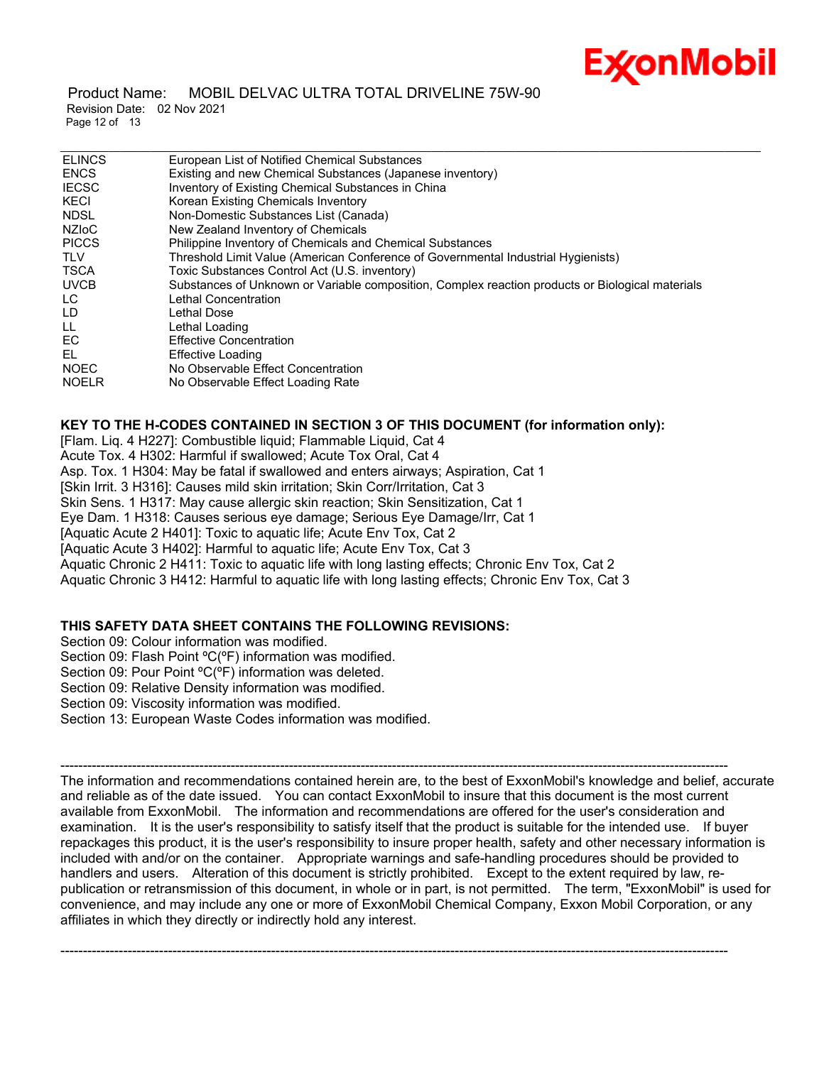| | |
|---|---|
| ELINCS | European List of Notified Chemical Substances |
| ENCS | Existing and new Chemical Substances (Japanese inventory) |
| IECSC | Inventory of Existing Chemical Substances in China |
| KECI | Korean Existing Chemicals Inventory |
| NDSL | Non-Domestic Substances List (Canada) |
| NZIoC | New Zealand Inventory of Chemicals |
| PICCS | Philippine Inventory of Chemicals and Chemical Substances |
| TLV | Threshold Limit Value (American Conference of Governmental Industrial Hygienists) |
| TSCA | Toxic Substances Control Act (U.S. inventory) |
| UVCB | Substances of Unknown or Variable composition, Complex reaction products or Biological materials |
| LC | Lethal Concentration |
| LD | Lethal Dose |
| LL | Lethal Loading |
| EC | Effective Concentration |
| EL | Effective Loading |
| NOEC | No Observable Effect Concentration |
| NOELR | No Observable Effect Loading Rate |

**KEY TO THE H-CODES CONTAINED IN SECTION 3 OF THIS DOCUMENT (for information only):**

[Flam. Liq. 4 H227]: Combustible liquid; Flammable Liquid, Cat 4
Acute Tox. 4 H302: Harmful if swallowed; Acute Tox Oral, Cat 4
Asp. Tox. 1 H304: May be fatal if swallowed and enters airways; Aspiration, Cat 1
[Skin Irrit. 3 H316]: Causes mild skin irritation; Skin Corr/Irritation, Cat 3
Skin Sens. 1 H317: May cause allergic skin reaction; Skin Sensitization, Cat 1
Eye Dam. 1 H318: Causes serious eye damage; Serious Eye Damage/Irr, Cat 1
[Aquatic Acute 2 H401]: Toxic to aquatic life; Acute Env Tox, Cat 2
[Aquatic Acute 3 H402]: Harmful to aquatic life; Acute Env Tox, Cat 3
Aquatic Chronic 2 H411: Toxic to aquatic life with long lasting effects; Chronic Env Tox, Cat 2
Aquatic Chronic 3 H412: Harmful to aquatic life with long lasting effects; Chronic Env Tox, Cat 3

**THIS SAFETY DATA SHEET CONTAINS THE FOLLOWING REVISIONS:**

Section 09: Colour information was modified.
Section 09: Flash Point ºC(ºF) information was modified.
Section 09: Pour Point ºC(ºF) information was deleted.
Section 09: Relative Density information was modified.
Section 09: Viscosity information was modified.
Section 13: European Waste Codes information was modified.

-----------------------------------------------------------------------------------------------------------------------------------------------------

The information and recommendations contained herein are, to the best of ExxonMobil's knowledge and belief, accurate and reliable as of the date issued. You can contact ExxonMobil to insure that this document is the most current available from ExxonMobil. The information and recommendations are offered for the user's consideration and examination. It is the user's responsibility to satisfy itself that the product is suitable for the intended use. If buyer repackages this product, it is the user's responsibility to insure proper health, safety and other necessary information is included with and/or on the container. Appropriate warnings and safe-handling procedures should be provided to handlers and users. Alteration of this document is strictly prohibited. Except to the extent required by law, re-publication or retransmission of this document, in whole or in part, is not permitted. The term, "ExxonMobil" is used for convenience, and may include any one or more of ExxonMobil Chemical Company, Exxon Mobil Corporation, or any affiliates in which they directly or indirectly hold any interest.

-----------------------------------------------------------------------------------------------------------------------------------------------------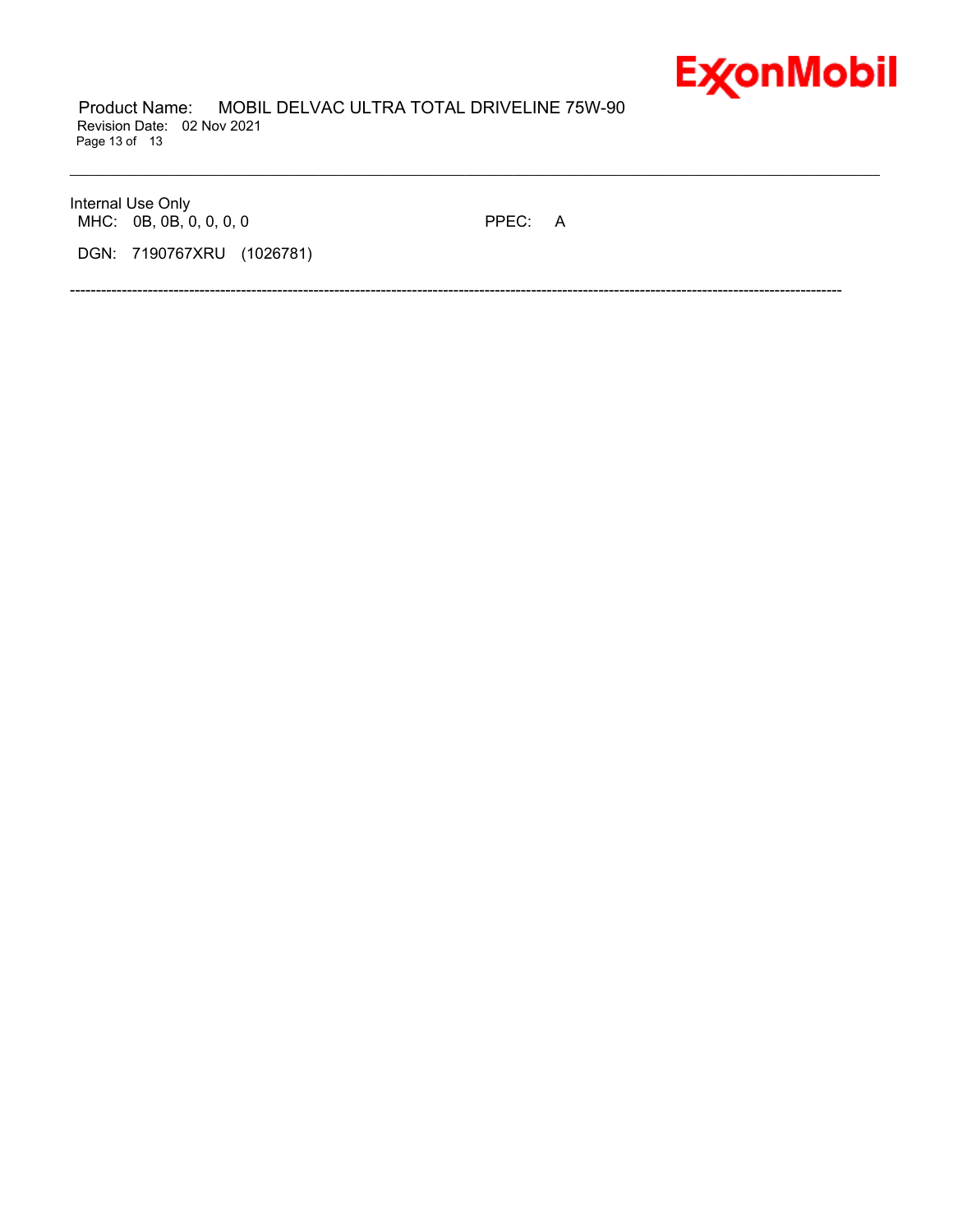Internal Use Only

MHC: 0B, 0B, 0, 0, 0, 0 PPEC: A

DGN: 7190767XRU (1026781)

-----------------------------------------------------------------------------------------------------------------------------------------------------